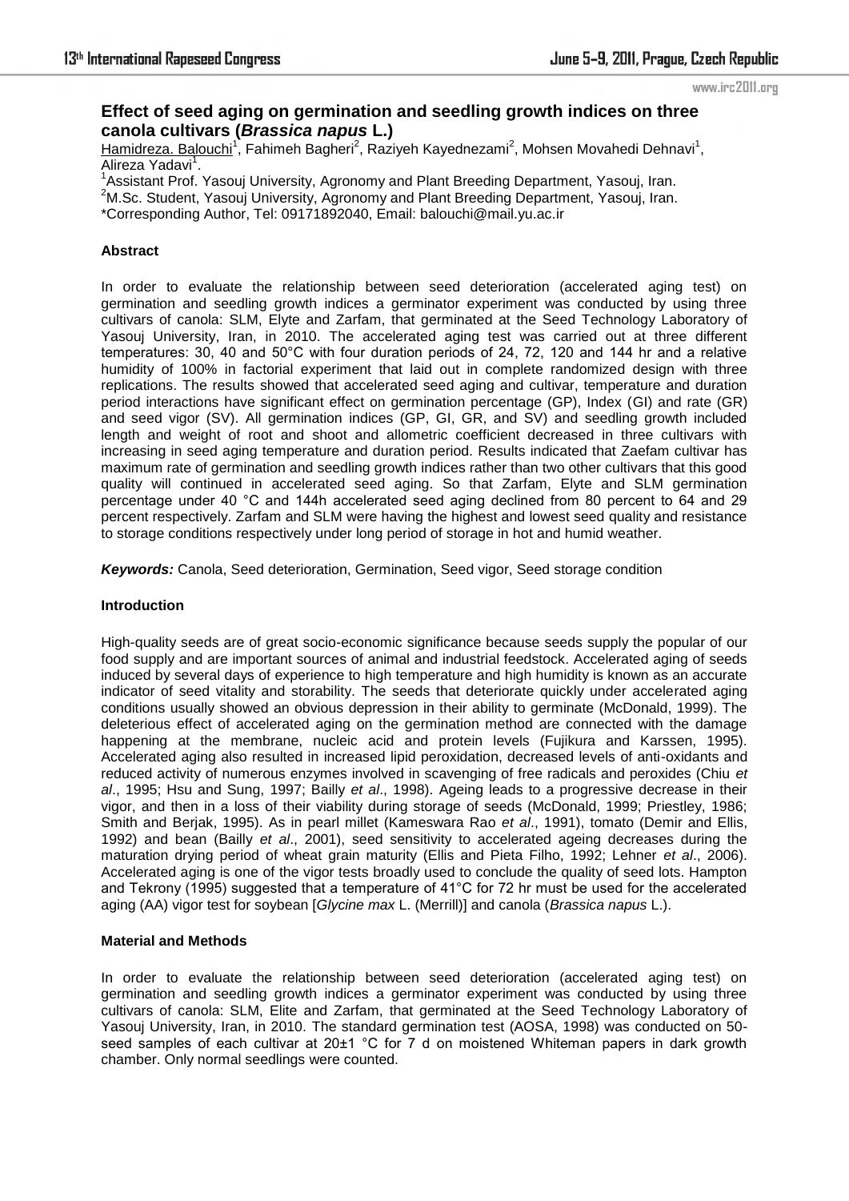# Effect of seed aging on germination and seedling growth indices on three canola cultivars (*Brassica napus* L.)

Hamidreza. Balouchi[1], Fahimeh Bagheri[2], Raziyeh Kayednezami[2], Mohsen Movahedi Dehnavi[1], Alireza Yadavi[1].

[1]Assistant Prof. Yasouj University, Agronomy and Plant Breeding Department, Yasouj, Iran.
[2]M.Sc. Student, Yasouj University, Agronomy and Plant Breeding Department, Yasouj, Iran.
*Corresponding Author, Tel: 09171892040, Email: balouchi@mail.yu.ac.ir

## Abstract

In order to evaluate the relationship between seed deterioration (accelerated aging test) on germination and seedling growth indices a germinator experiment was conducted by using three cultivars of canola: SLM, Elyte and Zarfam, that germinated at the Seed Technology Laboratory of Yasouj University, Iran, in 2010. The accelerated aging test was carried out at three different temperatures: 30, 40 and 50°C with four duration periods of 24, 72, 120 and 144 hr and a relative humidity of 100% in factorial experiment that laid out in complete randomized design with three replications. The results showed that accelerated seed aging and cultivar, temperature and duration period interactions have significant effect on germination percentage (GP), Index (GI) and rate (GR) and seed vigor (SV). All germination indices (GP, GI, GR, and SV) and seedling growth included length and weight of root and shoot and allometric coefficient decreased in three cultivars with increasing in seed aging temperature and duration period. Results indicated that Zaefam cultivar has maximum rate of germination and seedling growth indices rather than two other cultivars that this good quality will continued in accelerated seed aging. So that Zarfam, Elyte and SLM germination percentage under 40 °C and 144h accelerated seed aging declined from 80 percent to 64 and 29 percent respectively. Zarfam and SLM were having the highest and lowest seed quality and resistance to storage conditions respectively under long period of storage in hot and humid weather.

***Keywords:*** Canola, Seed deterioration, Germination, Seed vigor, Seed storage condition

## Introduction

High-quality seeds are of great socio-economic significance because seeds supply the popular of our food supply and are important sources of animal and industrial feedstock. Accelerated aging of seeds induced by several days of experience to high temperature and high humidity is known as an accurate indicator of seed vitality and storability. The seeds that deteriorate quickly under accelerated aging conditions usually showed an obvious depression in their ability to germinate (McDonald, 1999). The deleterious effect of accelerated aging on the germination method are connected with the damage happening at the membrane, nucleic acid and protein levels (Fujikura and Karssen, 1995). Accelerated aging also resulted in increased lipid peroxidation, decreased levels of anti-oxidants and reduced activity of numerous enzymes involved in scavenging of free radicals and peroxides (Chiu *et al*., 1995; Hsu and Sung, 1997; Bailly *et al*., 1998). Ageing leads to a progressive decrease in their vigor, and then in a loss of their viability during storage of seeds (McDonald, 1999; Priestley, 1986; Smith and Berjak, 1995). As in pearl millet (Kameswara Rao *et al*., 1991), tomato (Demir and Ellis, 1992) and bean (Bailly *et al*., 2001), seed sensitivity to accelerated ageing decreases during the maturation drying period of wheat grain maturity (Ellis and Pieta Filho, 1992; Lehner *et al*., 2006). Accelerated aging is one of the vigor tests broadly used to conclude the quality of seed lots. Hampton and Tekrony (1995) suggested that a temperature of 41°C for 72 hr must be used for the accelerated aging (AA) vigor test for soybean [*Glycine max* L. (Merrill)] and canola (*Brassica napus* L.).

## Material and Methods

In order to evaluate the relationship between seed deterioration (accelerated aging test) on germination and seedling growth indices a germinator experiment was conducted by using three cultivars of canola: SLM, Elite and Zarfam, that germinated at the Seed Technology Laboratory of Yasouj University, Iran, in 2010. The standard germination test (AOSA, 1998) was conducted on 50-seed samples of each cultivar at 20±1 °C for 7 d on moistened Whiteman papers in dark growth chamber. Only normal seedlings were counted.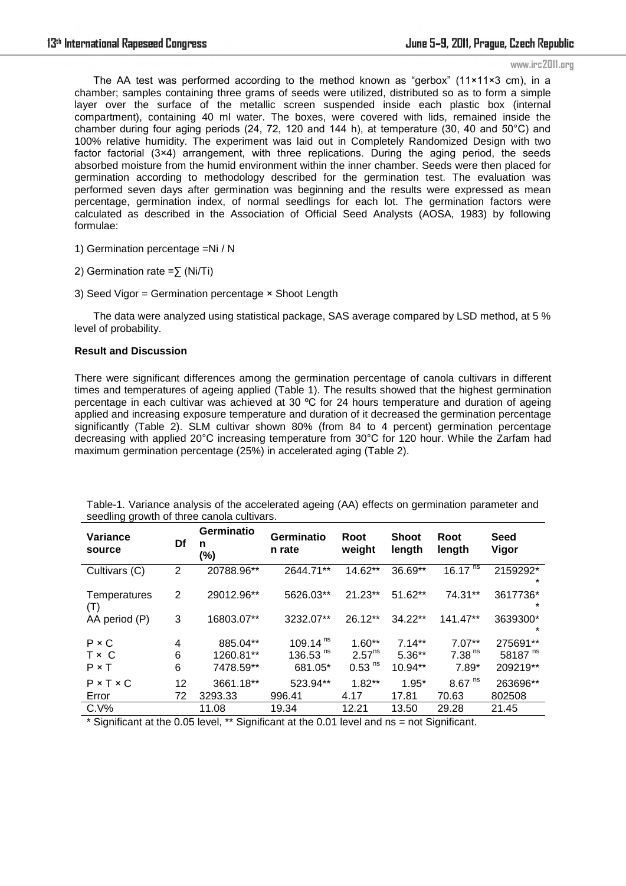The AA test was performed according to the method known as "gerbox" (11×11×3 cm), in a chamber; samples containing three grams of seeds were utilized, distributed so as to form a simple layer over the surface of the metallic screen suspended inside each plastic box (internal compartment), containing 40 ml water. The boxes, were covered with lids, remained inside the chamber during four aging periods (24, 72, 120 and 144 h), at temperature (30, 40 and 50°C) and 100% relative humidity. The experiment was laid out in Completely Randomized Design with two factor factorial (3×4) arrangement, with three replications. During the aging period, the seeds absorbed moisture from the humid environment within the inner chamber. Seeds were then placed for germination according to methodology described for the germination test. The evaluation was performed seven days after germination was beginning and the results were expressed as mean percentage, germination index, of normal seedlings for each lot. The germination factors were calculated as described in the Association of Official Seed Analysts (AOSA, 1983) by following formulae:

1) Germination percentage $= Ni / N$

2) Germination rate $= \sum (Ni/Ti)$

3) Seed Vigor = Germination percentage × Shoot Length

The data were analyzed using statistical package, SAS average compared by LSD method, at 5 % level of probability.

**Result and Discussion**

There were significant differences among the germination percentage of canola cultivars in different times and temperatures of ageing applied (Table 1). The results showed that the highest germination percentage in each cultivar was achieved at 30 ºC for 24 hours temperature and duration of ageing applied and increasing exposure temperature and duration of it decreased the germination percentage significantly (Table 2). SLM cultivar shown 80% (from 84 to 4 percent) germination percentage decreasing with applied 20°C increasing temperature from 30°C for 120 hour. While the Zarfam had maximum germination percentage (25%) in accelerated aging (Table 2).

Table-1. Variance analysis of the accelerated ageing (AA) effects on germination parameter and seedling growth of three canola cultivars.

| Variance source | Df | Germination (%) | Germination rate | Root weight | Shoot length | Root length | Seed Vigor |
|---|---|---|---|---|---|---|---|
| Cultivars (C) | 2 | 20788.96** | 2644.71** | 14.62** | 36.69** | 16.17 $^{ns}$ | 2159292** |
| Temperatures (T) | 2 | 29012.96** | 5626.03** | 21.23** | 51.62** | 74.31** | 3617736** |
| AA period (P) | 3 | 16803.07** | 3232.07** | 26.12** | 34.22** | 141.47** | 3639300** |
| P × C | 4 | 885.04** | 109.14 $^{ns}$ | 1.60** | 7.14** | 7.07** | 275691** |
| T × C | 6 | 1260.81** | 136.53 $^{ns}$ | 2.57$^{ns}$ | 5.36** | 7.38 $^{ns}$ | 58187 $^{ns}$ |
| P × T | 6 | 7478.59** | 681.05* | 0.53 $^{ns}$ | 10.94** | 7.89* | 209219** |
| P × T × C | 12 | 3661.18** | 523.94** | 1.82** | 1.95* | 8.67 $^{ns}$ | 263696** |
| Error | 72 | 3293.33 | 996.41 | 4.17 | 17.81 | 70.63 | 802508 |
| C.V% | | 11.08 | 19.34 | 12.21 | 13.50 | 29.28 | 21.45 |

\* Significant at the 0.05 level, ** Significant at the 0.01 level and ns = not Significant.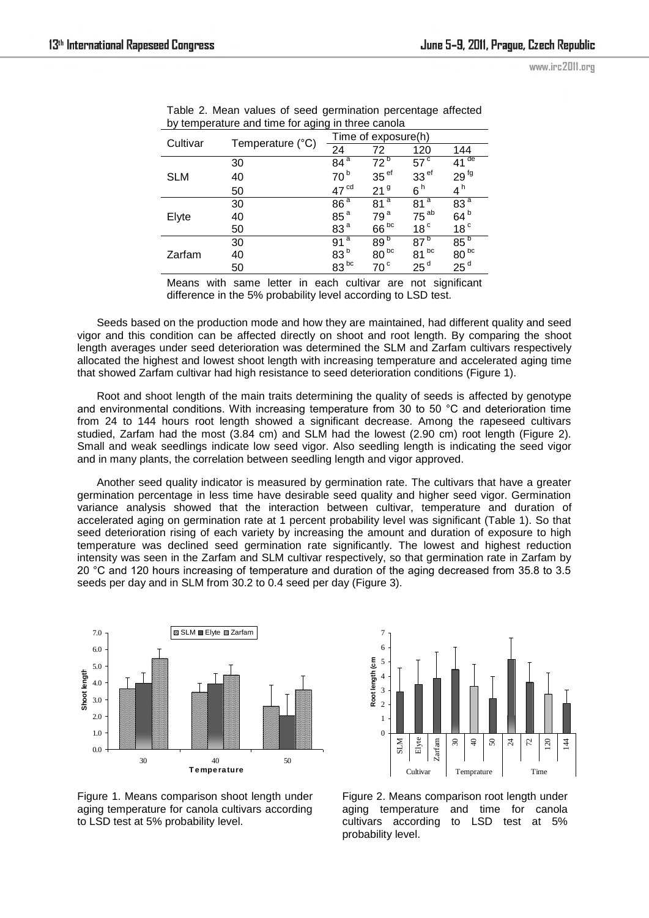Table 2. Mean values of seed germination percentage affected by temperature and time for aging in three canola

| Cultivar | Temperature (°C) | Time of exposure(h) | | | |
|---|---|---|---|---|---|
| | | 24 | 72 | 120 | 144 |
| SLM | 30 | $84^{a}$ | $72^{b}$ | $57^{c}$ | $41^{de}$ |
| | 40 | $70^{b}$ | $35^{ef}$ | $33^{ef}$ | $29^{fg}$ |
| | 50 | $47^{cd}$ | $21^{g}$ | $6^{h}$ | $4^{h}$ |
| Elyte | 30 | $86^{a}$ | $81^{a}$ | $81^{a}$ | $83^{a}$ |
| | 40 | $85^{a}$ | $79^{a}$ | $75^{ab}$ | $64^{b}$ |
| | 50 | $83^{a}$ | $66^{bc}$ | $18^{c}$ | $18^{c}$ |
| Zarfam | 30 | $91^{a}$ | $89^{b}$ | $87^{b}$ | $85^{b}$ |
| | 40 | $83^{b}$ | $80^{bc}$ | $81^{bc}$ | $80^{bc}$ |
| | 50 | $83^{bc}$ | $70^{c}$ | $25^{d}$ | $25^{d}$ |

Means with same letter in each cultivar are not significant difference in the 5% probability level according to LSD test.

Seeds based on the production mode and how they are maintained, had different quality and seed vigor and this condition can be affected directly on shoot and root length. By comparing the shoot length averages under seed deterioration was determined the SLM and Zarfam cultivars respectively allocated the highest and lowest shoot length with increasing temperature and accelerated aging time that showed Zarfam cultivar had high resistance to seed deterioration conditions (Figure 1).

Root and shoot length of the main traits determining the quality of seeds is affected by genotype and environmental conditions. With increasing temperature from 30 to 50 °C and deterioration time from 24 to 144 hours root length showed a significant decrease. Among the rapeseed cultivars studied, Zarfam had the most (3.84 cm) and SLM had the lowest (2.90 cm) root length (Figure 2). Small and weak seedlings indicate low seed vigor. Also seedling length is indicating the seed vigor and in many plants, the correlation between seedling length and vigor approved.

Another seed quality indicator is measured by germination rate. The cultivars that have a greater germination percentage in less time have desirable seed quality and higher seed vigor. Germination variance analysis showed that the interaction between cultivar, temperature and duration of accelerated aging on germination rate at 1 percent probability level was significant (Table 1). So that seed deterioration rising of each variety by increasing the amount and duration of exposure to high temperature was declined seed germination rate significantly. The lowest and highest reduction intensity was seen in the Zarfam and SLM cultivar respectively, so that germination rate in Zarfam by 20 °C and 120 hours increasing of temperature and duration of the aging decreased from 35.8 to 3.5 seeds per day and in SLM from 30.2 to 0.4 seed per day (Figure 3).

Figure 1. Means comparison shoot length under aging temperature for canola cultivars according to LSD test at 5% probability level.

Figure 2. Means comparison root length under aging temperature and time for canola cultivars according to LSD test at 5% probability level.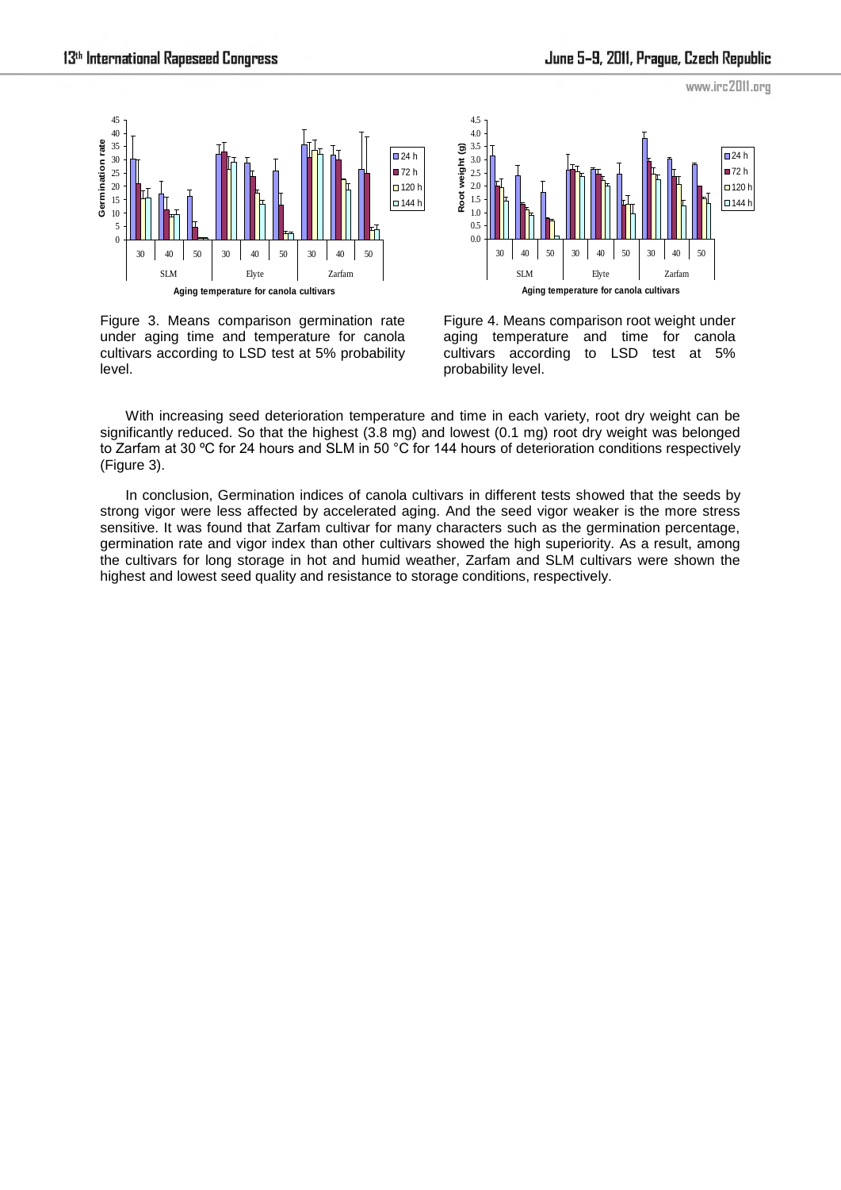Germination rate

45
40
35
30
25
20
15
10
5
0

30 40 50 30 40 50 30 40 50

SLM Elyte Zarfam

Aging temperature for canola cultivars

24 h
72 h
120 h
144 h

Figure 3. Means comparison germination rate under aging time and temperature for canola cultivars according to LSD test at 5% probability level.

Root weight (g)

4.5
4.0
3.5
3.0
2.5
2.0
1.5
1.0
0.5
0.0

30 40 50 30 40 50 30 40 50

SLM Elyte Zarfam

Aging temperature for canola cultivars

24 h
72 h
120 h
144 h

Figure 4. Means comparison root weight under aging temperature and time for canola cultivars according to LSD test at 5% probability level.

With increasing seed deterioration temperature and time in each variety, root dry weight can be significantly reduced. So that the highest (3.8 mg) and lowest (0.1 mg) root dry weight was belonged to Zarfam at 30 ºC for 24 hours and SLM in 50 °C for 144 hours of deterioration conditions respectively (Figure 3).

In conclusion, Germination indices of canola cultivars in different tests showed that the seeds by strong vigor were less affected by accelerated aging. And the seed vigor weaker is the more stress sensitive. It was found that Zarfam cultivar for many characters such as the germination percentage, germination rate and vigor index than other cultivars showed the high superiority. As a result, among the cultivars for long storage in hot and humid weather, Zarfam and SLM cultivars were shown the highest and lowest seed quality and resistance to storage conditions, respectively.